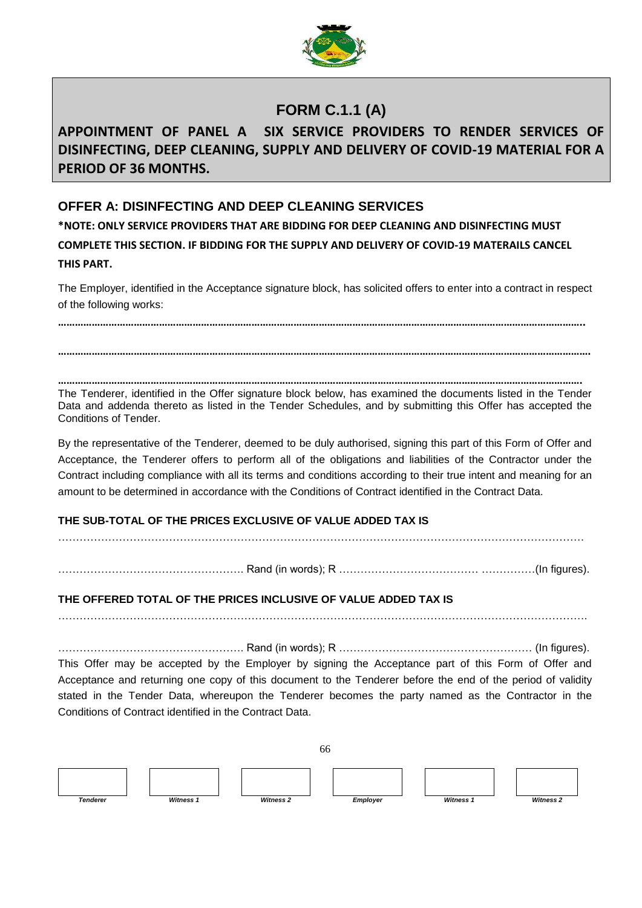# FORM C.1.1 (A)

**APPOINTMENT OF PANEL A SIX SERVICE PROVIDERS TO RENDER SERVICES OF DISINFECTING, DEEP CLEANING, SUPPLY AND DELIVERY OF COVID-19 MATERIAL FOR A PERIOD OF 36 MONTHS.**

## OFFER A: DISINFECTING AND DEEP CLEANING SERVICES

**\*NOTE: ONLY SERVICE PROVIDERS THAT ARE BIDDING FOR DEEP CLEANING AND DISINFECTING MUST COMPLETE THIS SECTION. IF BIDDING FOR THE SUPPLY AND DELIVERY OF COVID-19 MATERAILS CANCEL THIS PART.**

The Employer, identified in the Acceptance signature block, has solicited offers to enter into a contract in respect of the following works:

……………………………………………………………………………………………………………………………………………

……………………………………………………………………………………………………………………………………………

……………………………………………………………………………………………………………………………………………

The Tenderer, identified in the Offer signature block below, has examined the documents listed in the Tender Data and addenda thereto as listed in the Tender Schedules, and by submitting this Offer has accepted the Conditions of Tender.

By the representative of the Tenderer, deemed to be duly authorised, signing this part of this Form of Offer and Acceptance, the Tenderer offers to perform all of the obligations and liabilities of the Contractor under the Contract including compliance with all its terms and conditions according to their true intent and meaning for an amount to be determined in accordance with the Conditions of Contract identified in the Contract Data.

**THE SUB-TOTAL OF THE PRICES EXCLUSIVE OF VALUE ADDED TAX IS**

……………………………………………………………………………………………………………………………

……………………………………………. Rand (in words); R ………………………………… ……………(In figures).

**THE OFFERED TOTAL OF THE PRICES INCLUSIVE OF VALUE ADDED TAX IS**

……………………………………………………………………………………………………………………………

……………………………………………. Rand (in words); R ……………………………………………… (In figures).

This Offer may be accepted by the Employer by signing the Acceptance part of this Form of Offer and Acceptance and returning one copy of this document to the Tenderer before the end of the period of validity stated in the Tender Data, whereupon the Tenderer becomes the party named as the Contractor in the Conditions of Contract identified in the Contract Data.

| Tenderer | Witness 1 | Witness 2 | Employer | Witness 1 | Witness 2 |
|---|---|---|---|---|---|
| | | | | | |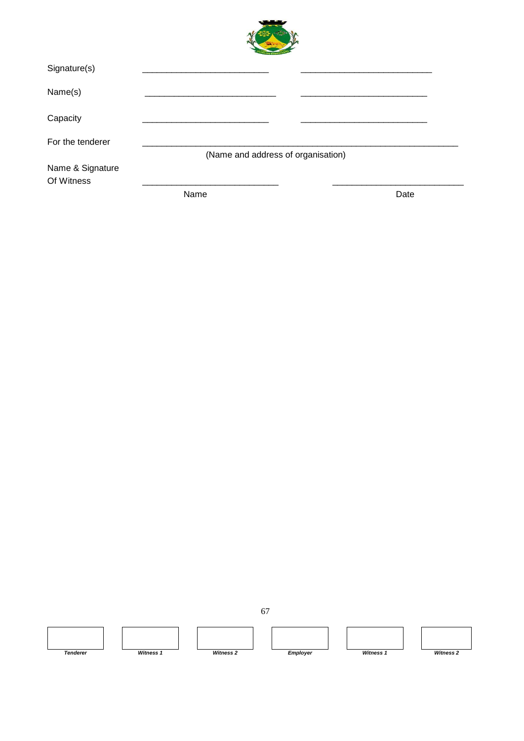| | | |
|---|---|---|
| Signature(s) | ___________________________ | ___________________________ |
| Name(s) | ___________________________ | ___________________________ |
| Capacity | ___________________________ | ___________________________ |

For the tenderer ______________________________________________________________

(Name and address of organisation)

| | | |
|---|---|---|
| Name & Signature Of Witness | ___________________________ | ___________________________ |
| | Name | Date |

| | | | | | |
|---|---|---|---|---|---|
| | | | | | |
| ***Tenderer*** | ***Witness 1*** | ***Witness 2*** | ***Employer*** | ***Witness 1*** | ***Witness 2*** |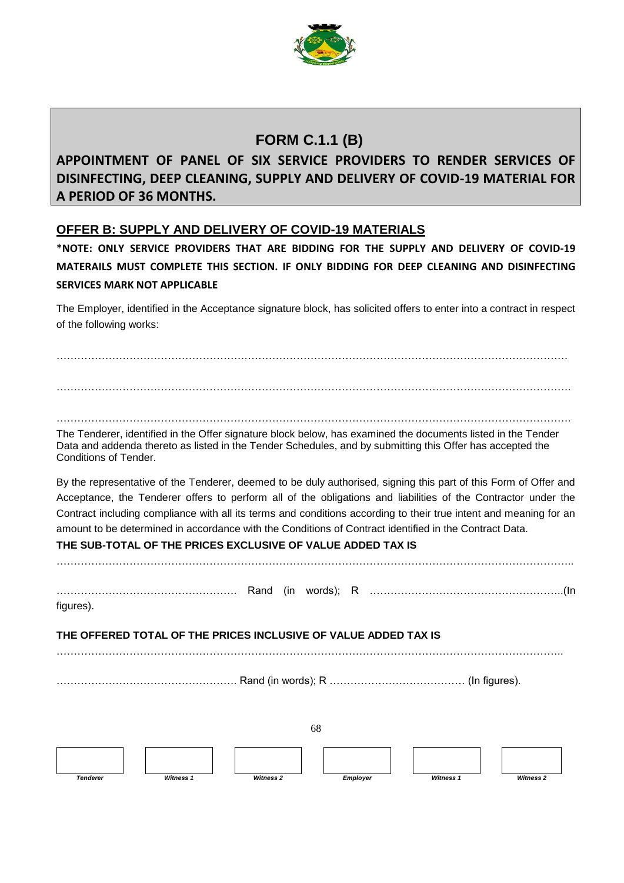# FORM C.1.1 (B)

## APPOINTMENT OF PANEL OF SIX SERVICE PROVIDERS TO RENDER SERVICES OF DISINFECTING, DEEP CLEANING, SUPPLY AND DELIVERY OF COVID-19 MATERIAL FOR A PERIOD OF 36 MONTHS.

### OFFER B: SUPPLY AND DELIVERY OF COVID-19 MATERIALS

**\*NOTE: ONLY SERVICE PROVIDERS THAT ARE BIDDING FOR THE SUPPLY AND DELIVERY OF COVID-19 MATERAILS MUST COMPLETE THIS SECTION. IF ONLY BIDDING FOR DEEP CLEANING AND DISINFECTING SERVICES MARK NOT APPLICABLE**

The Employer, identified in the Acceptance signature block, has solicited offers to enter into a contract in respect of the following works:

…………………………………………………………………………………………………………………………

…………………………………………………………………………………………………………………………

…………………………………………………………………………………………………………………………

The Tenderer, identified in the Offer signature block below, has examined the documents listed in the Tender Data and addenda thereto as listed in the Tender Schedules, and by submitting this Offer has accepted the Conditions of Tender.

By the representative of the Tenderer, deemed to be duly authorised, signing this part of this Form of Offer and Acceptance, the Tenderer offers to perform all of the obligations and liabilities of the Contractor under the Contract including compliance with all its terms and conditions according to their true intent and meaning for an amount to be determined in accordance with the Conditions of Contract identified in the Contract Data.

**THE SUB-TOTAL OF THE PRICES EXCLUSIVE OF VALUE ADDED TAX IS**

…………………………………………………………………………………………………………………………..

…………………………………………… Rand (in words); R ………………………………………………..(In figures).

**THE OFFERED TOTAL OF THE PRICES INCLUSIVE OF VALUE ADDED TAX IS**

…………………………………………………………………………………………………………………………..

…………………………………………… Rand (in words); R ………………………………… (In figures).

| Tenderer | Witness 1 | Witness 2 | Employer | Witness 1 | Witness 2 |
|---|---|---|---|---|---|
| | | | | | |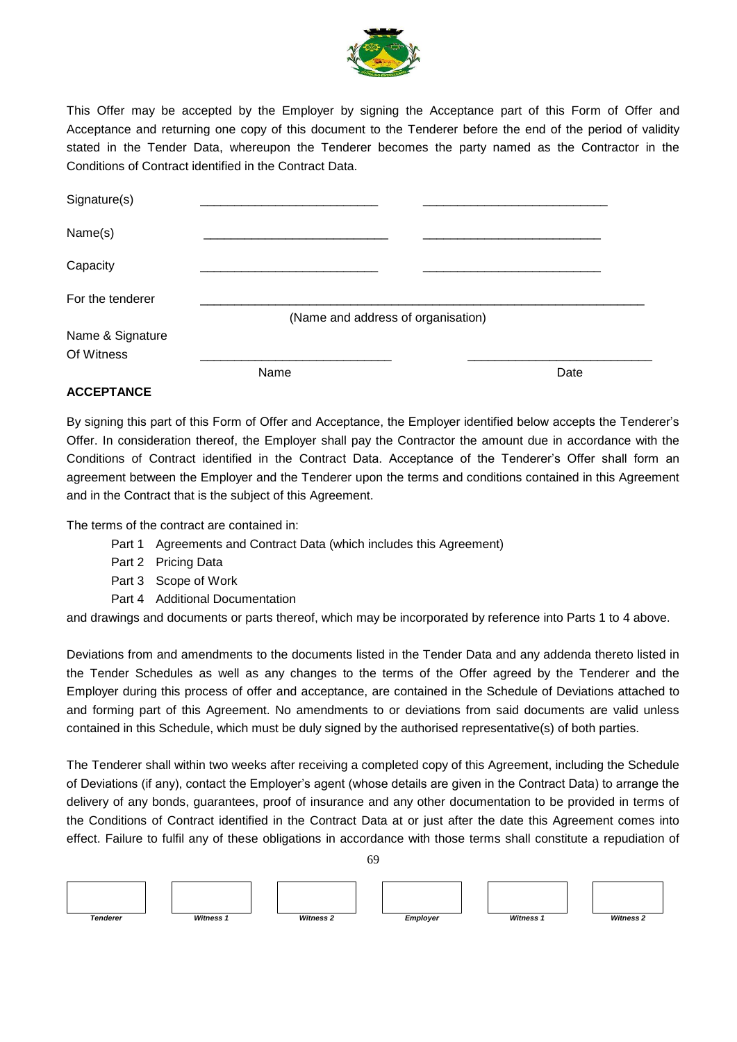This Offer may be accepted by the Employer by signing the Acceptance part of this Form of Offer and Acceptance and returning one copy of this document to the Tenderer before the end of the period of validity stated in the Tender Data, whereupon the Tenderer becomes the party named as the Contractor in the Conditions of Contract identified in the Contract Data.

| | | |
|---|---|---|
| Signature(s) | ___________________________ | ___________________________ |
| Name(s) | ___________________________ | ___________________________ |
| Capacity | ___________________________ | ___________________________ |
| For the tenderer | ___________________________________________________ (Name and address of organisation) | |
| Name & Signature Of Witness | ___________________________ Name | ___________________________ Date |

**ACCEPTANCE**

By signing this part of this Form of Offer and Acceptance, the Employer identified below accepts the Tenderer's Offer. In consideration thereof, the Employer shall pay the Contractor the amount due in accordance with the Conditions of Contract identified in the Contract Data. Acceptance of the Tenderer's Offer shall form an agreement between the Employer and the Tenderer upon the terms and conditions contained in this Agreement and in the Contract that is the subject of this Agreement.

The terms of the contract are contained in:

- Part 1 Agreements and Contract Data (which includes this Agreement)
- Part 2 Pricing Data
- Part 3 Scope of Work
- Part 4 Additional Documentation

and drawings and documents or parts thereof, which may be incorporated by reference into Parts 1 to 4 above.

Deviations from and amendments to the documents listed in the Tender Data and any addenda thereto listed in the Tender Schedules as well as any changes to the terms of the Offer agreed by the Tenderer and the Employer during this process of offer and acceptance, are contained in the Schedule of Deviations attached to and forming part of this Agreement. No amendments to or deviations from said documents are valid unless contained in this Schedule, which must be duly signed by the authorised representative(s) of both parties.

The Tenderer shall within two weeks after receiving a completed copy of this Agreement, including the Schedule of Deviations (if any), contact the Employer's agent (whose details are given in the Contract Data) to arrange the delivery of any bonds, guarantees, proof of insurance and any other documentation to be provided in terms of the Conditions of Contract identified in the Contract Data at or just after the date this Agreement comes into effect. Failure to fulfil any of these obligations in accordance with those terms shall constitute a repudiation of

| | | | | | |
|---|---|---|---|---|---|
| | | | | | |
| *Tenderer* | *Witness 1* | *Witness 2* | *Employer* | *Witness 1* | *Witness 2* |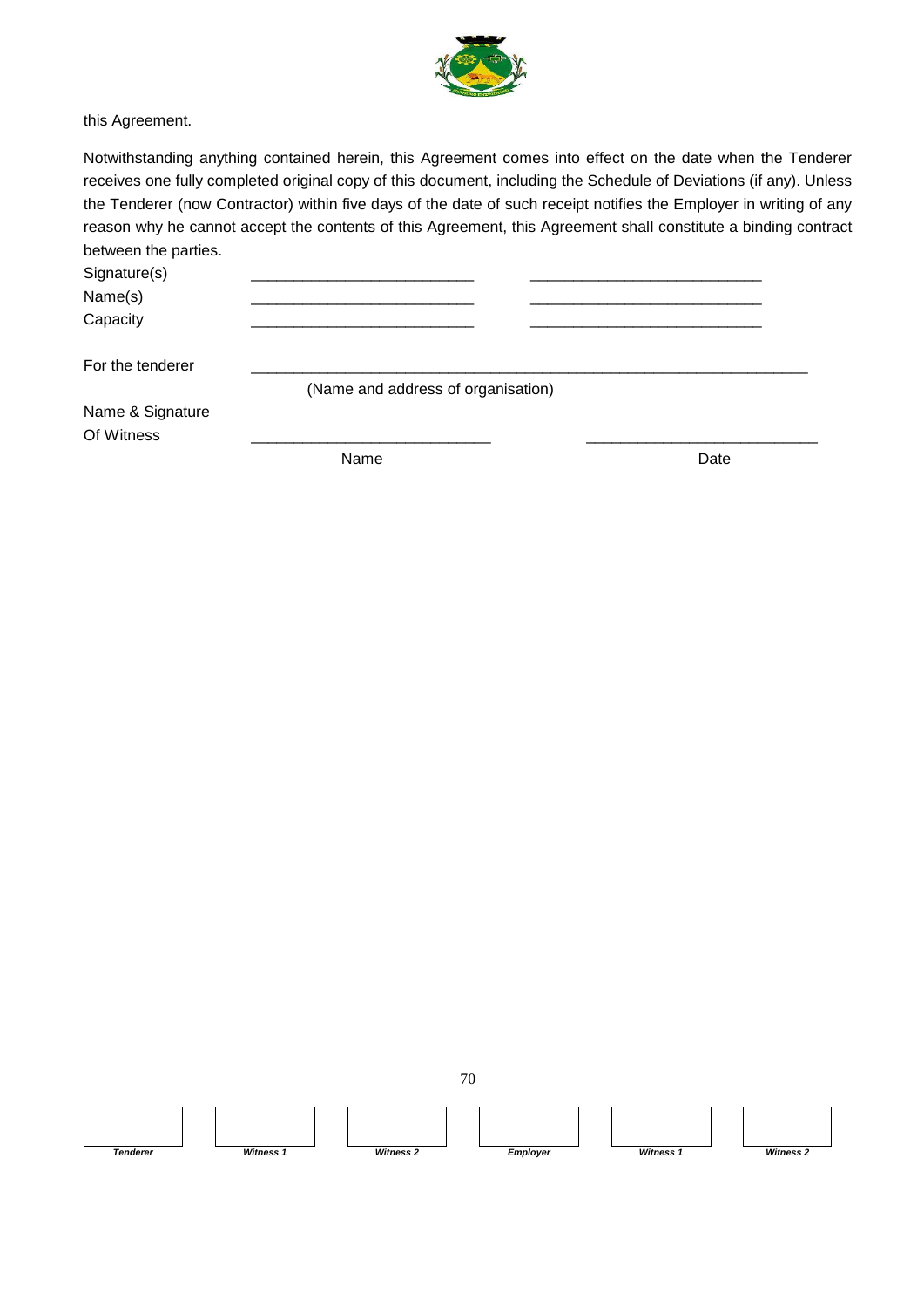this Agreement.

Notwithstanding anything contained herein, this Agreement comes into effect on the date when the Tenderer receives one fully completed original copy of this document, including the Schedule of Deviations (if any). Unless the Tenderer (now Contractor) within five days of the date of such receipt notifies the Employer in writing of any reason why he cannot accept the contents of this Agreement, this Agreement shall constitute a binding contract between the parties.

Signature(s) ___________________________ ___________________________

Name(s) ___________________________ ___________________________

Capacity ___________________________ ___________________________

For the tenderer ___________________________________________________________________

(Name and address of organisation)

Name & Signature
Of Witness ___________________________ ___________________________

Name Date

| Tenderer | Witness 1 | Witness 2 | Employer | Witness 1 | Witness 2 |
|---|---|---|---|---|---|
| | | | | | |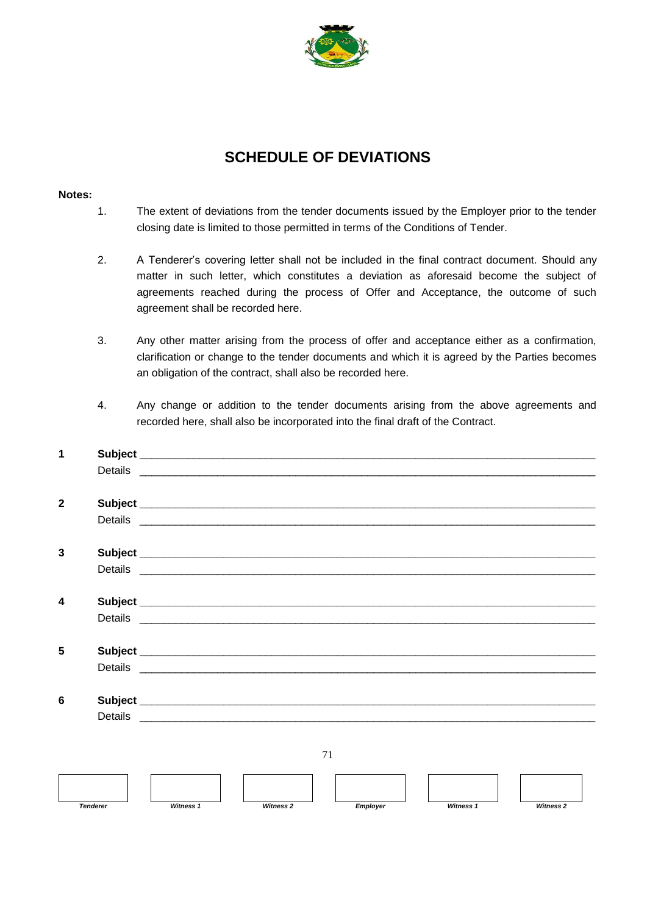# SCHEDULE OF DEVIATIONS

**Notes:**

1. The extent of deviations from the tender documents issued by the Employer prior to the tender closing date is limited to those permitted in terms of the Conditions of Tender.

2. A Tenderer's covering letter shall not be included in the final contract document. Should any matter in such letter, which constitutes a deviation as aforesaid become the subject of agreements reached during the process of Offer and Acceptance, the outcome of such agreement shall be recorded here.

3. Any other matter arising from the process of offer and acceptance either as a confirmation, clarification or change to the tender documents and which it is agreed by the Parties becomes an obligation of the contract, shall also be recorded here.

4. Any change or addition to the tender documents arising from the above agreements and recorded here, shall also be incorporated into the final draft of the Contract.

**1** **Subject** ______________________________________________________________________
Details ______________________________________________________________________

**2** **Subject** ______________________________________________________________________
Details ______________________________________________________________________

**3** **Subject** ______________________________________________________________________
Details ______________________________________________________________________

**4** **Subject** ______________________________________________________________________
Details ______________________________________________________________________

**5** **Subject** ______________________________________________________________________
Details ______________________________________________________________________

**6** **Subject** ______________________________________________________________________
Details ______________________________________________________________________

| *Tenderer* | *Witness 1* | *Witness 2* | *Employer* | *Witness 1* | *Witness 2* |
|---|---|---|---|---|---|
| | | | | | |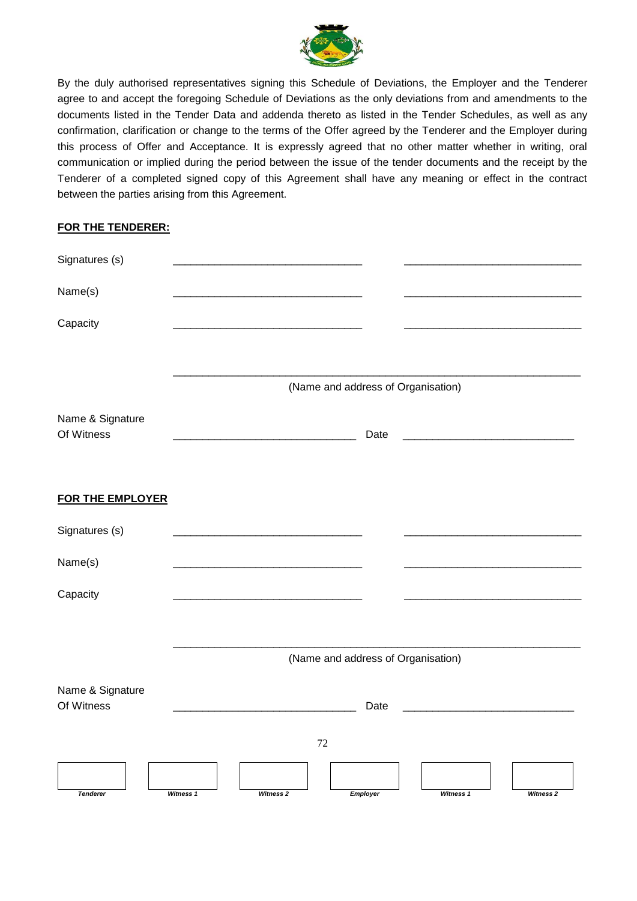By the duly authorised representatives signing this Schedule of Deviations, the Employer and the Tenderer agree to and accept the foregoing Schedule of Deviations as the only deviations from and amendments to the documents listed in the Tender Data and addenda thereto as listed in the Tender Schedules, as well as any confirmation, clarification or change to the terms of the Offer agreed by the Tenderer and the Employer during this process of Offer and Acceptance. It is expressly agreed that no other matter whether in writing, oral communication or implied during the period between the issue of the tender documents and the receipt by the Tenderer of a completed signed copy of this Agreement shall have any meaning or effect in the contract between the parties arising from this Agreement.

**FOR THE TENDERER:**

Signatures (s) \_\_\_\_\_\_\_\_\_\_\_\_\_\_\_\_\_\_\_\_\_\_\_\_\_\_\_\_\_\_ \_\_\_\_\_\_\_\_\_\_\_\_\_\_\_\_\_\_\_\_\_\_\_\_\_\_\_\_\_\_

Name(s) \_\_\_\_\_\_\_\_\_\_\_\_\_\_\_\_\_\_\_\_\_\_\_\_\_\_\_\_\_\_ \_\_\_\_\_\_\_\_\_\_\_\_\_\_\_\_\_\_\_\_\_\_\_\_\_\_\_\_\_\_

Capacity \_\_\_\_\_\_\_\_\_\_\_\_\_\_\_\_\_\_\_\_\_\_\_\_\_\_\_\_\_\_ \_\_\_\_\_\_\_\_\_\_\_\_\_\_\_\_\_\_\_\_\_\_\_\_\_\_\_\_\_\_

\_\_\_\_\_\_\_\_\_\_\_\_\_\_\_\_\_\_\_\_\_\_\_\_\_\_\_\_\_\_\_\_\_\_\_\_\_\_\_\_\_\_\_\_\_\_\_\_\_\_\_\_\_\_\_\_\_\_\_\_

(Name and address of Organisation)

Name & Signature Of Witness \_\_\_\_\_\_\_\_\_\_\_\_\_\_\_\_\_\_\_\_\_\_\_\_\_\_\_\_\_\_ Date \_\_\_\_\_\_\_\_\_\_\_\_\_\_\_\_\_\_\_\_\_\_\_\_\_\_\_\_\_\_

**FOR THE EMPLOYER**

Signatures (s) \_\_\_\_\_\_\_\_\_\_\_\_\_\_\_\_\_\_\_\_\_\_\_\_\_\_\_\_\_\_ \_\_\_\_\_\_\_\_\_\_\_\_\_\_\_\_\_\_\_\_\_\_\_\_\_\_\_\_\_\_

Name(s) \_\_\_\_\_\_\_\_\_\_\_\_\_\_\_\_\_\_\_\_\_\_\_\_\_\_\_\_\_\_ \_\_\_\_\_\_\_\_\_\_\_\_\_\_\_\_\_\_\_\_\_\_\_\_\_\_\_\_\_\_

Capacity \_\_\_\_\_\_\_\_\_\_\_\_\_\_\_\_\_\_\_\_\_\_\_\_\_\_\_\_\_\_ \_\_\_\_\_\_\_\_\_\_\_\_\_\_\_\_\_\_\_\_\_\_\_\_\_\_\_\_\_\_

\_\_\_\_\_\_\_\_\_\_\_\_\_\_\_\_\_\_\_\_\_\_\_\_\_\_\_\_\_\_\_\_\_\_\_\_\_\_\_\_\_\_\_\_\_\_\_\_\_\_\_\_\_\_\_\_\_\_\_\_

(Name and address of Organisation)

Name & Signature Of Witness \_\_\_\_\_\_\_\_\_\_\_\_\_\_\_\_\_\_\_\_\_\_\_\_\_\_\_\_\_\_ Date \_\_\_\_\_\_\_\_\_\_\_\_\_\_\_\_\_\_\_\_\_\_\_\_\_\_\_\_\_\_

| | | | | | |
|---|---|---|---|---|---|
| | | | | | |
| *Tenderer* | *Witness 1* | *Witness 2* | *Employer* | *Witness 1* | *Witness 2* |